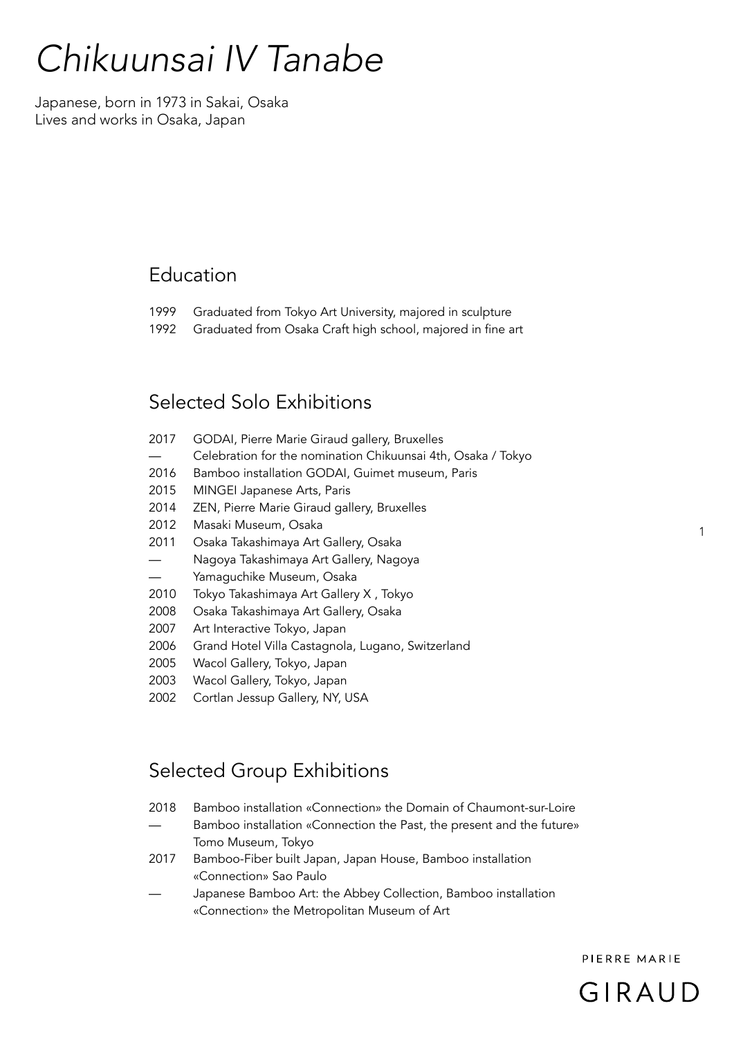# *Chikuunsai IV Tanabe*

Japanese, born in 1973 in Sakai, Osaka
Lives and works in Osaka, Japan

## Education

1999 Graduated from Tokyo Art University, majored in sculpture
1992 Graduated from Osaka Craft high school, majored in fine art

## Selected Solo Exhibitions

2017 GODAI, Pierre Marie Giraud gallery, Bruxelles
— Celebration for the nomination Chikuunsai 4th, Osaka / Tokyo
2016 Bamboo installation GODAI, Guimet museum, Paris
2015 MINGEI Japanese Arts, Paris
2014 ZEN, Pierre Marie Giraud gallery, Bruxelles
2012 Masaki Museum, Osaka
2011 Osaka Takashimaya Art Gallery, Osaka
— Nagoya Takashimaya Art Gallery, Nagoya
— Yamaguchike Museum, Osaka
2010 Tokyo Takashimaya Art Gallery X , Tokyo
2008 Osaka Takashimaya Art Gallery, Osaka
2007 Art Interactive Tokyo, Japan
2006 Grand Hotel Villa Castagnola, Lugano, Switzerland
2005 Wacol Gallery, Tokyo, Japan
2003 Wacol Gallery, Tokyo, Japan
2002 Cortlan Jessup Gallery, NY, USA

## Selected Group Exhibitions

2018 Bamboo installation «Connection» the Domain of Chaumont-sur-Loire
— Bamboo installation «Connection the Past, the present and the future» Tomo Museum, Tokyo
2017 Bamboo-Fiber built Japan, Japan House, Bamboo installation «Connection» Sao Paulo
— Japanese Bamboo Art: the Abbey Collection, Bamboo installation «Connection» the Metropolitan Museum of Art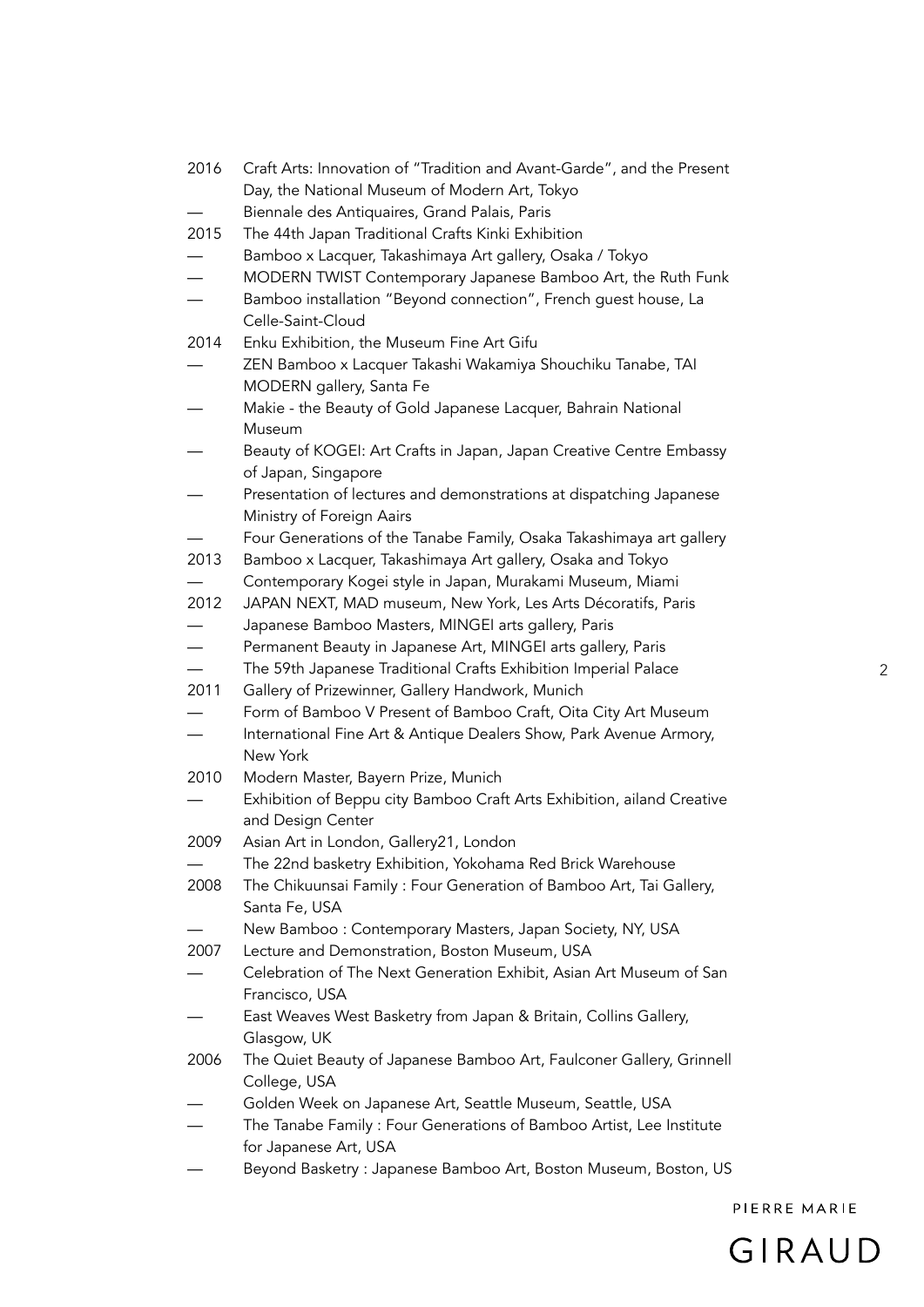2016 Craft Arts: Innovation of "Tradition and Avant-Garde", and the Present Day, the National Museum of Modern Art, Tokyo

— Biennale des Antiquaires, Grand Palais, Paris

2015 The 44th Japan Traditional Crafts Kinki Exhibition

— Bamboo x Lacquer, Takashimaya Art gallery, Osaka / Tokyo

— MODERN TWIST Contemporary Japanese Bamboo Art, the Ruth Funk

— Bamboo installation "Beyond connection", French guest house, La Celle-Saint-Cloud

2014 Enku Exhibition, the Museum Fine Art Gifu

— ZEN Bamboo x Lacquer Takashi Wakamiya Shouchiku Tanabe, TAI MODERN gallery, Santa Fe

— Makie - the Beauty of Gold Japanese Lacquer, Bahrain National Museum

— Beauty of KOGEI: Art Crafts in Japan, Japan Creative Centre Embassy of Japan, Singapore

— Presentation of lectures and demonstrations at dispatching Japanese Ministry of Foreign Aairs

— Four Generations of the Tanabe Family, Osaka Takashimaya art gallery

2013 Bamboo x Lacquer, Takashimaya Art gallery, Osaka and Tokyo

— Contemporary Kogei style in Japan, Murakami Museum, Miami

2012 JAPAN NEXT, MAD museum, New York, Les Arts Décoratifs, Paris

— Japanese Bamboo Masters, MINGEI arts gallery, Paris

— Permanent Beauty in Japanese Art, MINGEI arts gallery, Paris

— The 59th Japanese Traditional Crafts Exhibition Imperial Palace

2011 Gallery of Prizewinner, Gallery Handwork, Munich

— Form of Bamboo V Present of Bamboo Craft, Oita City Art Museum

— International Fine Art & Antique Dealers Show, Park Avenue Armory, New York

2010 Modern Master, Bayern Prize, Munich

— Exhibition of Beppu city Bamboo Craft Arts Exhibition, ailand Creative and Design Center

2009 Asian Art in London, Gallery21, London

— The 22nd basketry Exhibition, Yokohama Red Brick Warehouse

2008 The Chikuunsai Family : Four Generation of Bamboo Art, Tai Gallery, Santa Fe, USA

— New Bamboo : Contemporary Masters, Japan Society, NY, USA

2007 Lecture and Demonstration, Boston Museum, USA

— Celebration of The Next Generation Exhibit, Asian Art Museum of San Francisco, USA

— East Weaves West Basketry from Japan & Britain, Collins Gallery, Glasgow, UK

2006 The Quiet Beauty of Japanese Bamboo Art, Faulconer Gallery, Grinnell College, USA

— Golden Week on Japanese Art, Seattle Museum, Seattle, USA

— The Tanabe Family : Four Generations of Bamboo Artist, Lee Institute for Japanese Art, USA

— Beyond Basketry : Japanese Bamboo Art, Boston Museum, Boston, US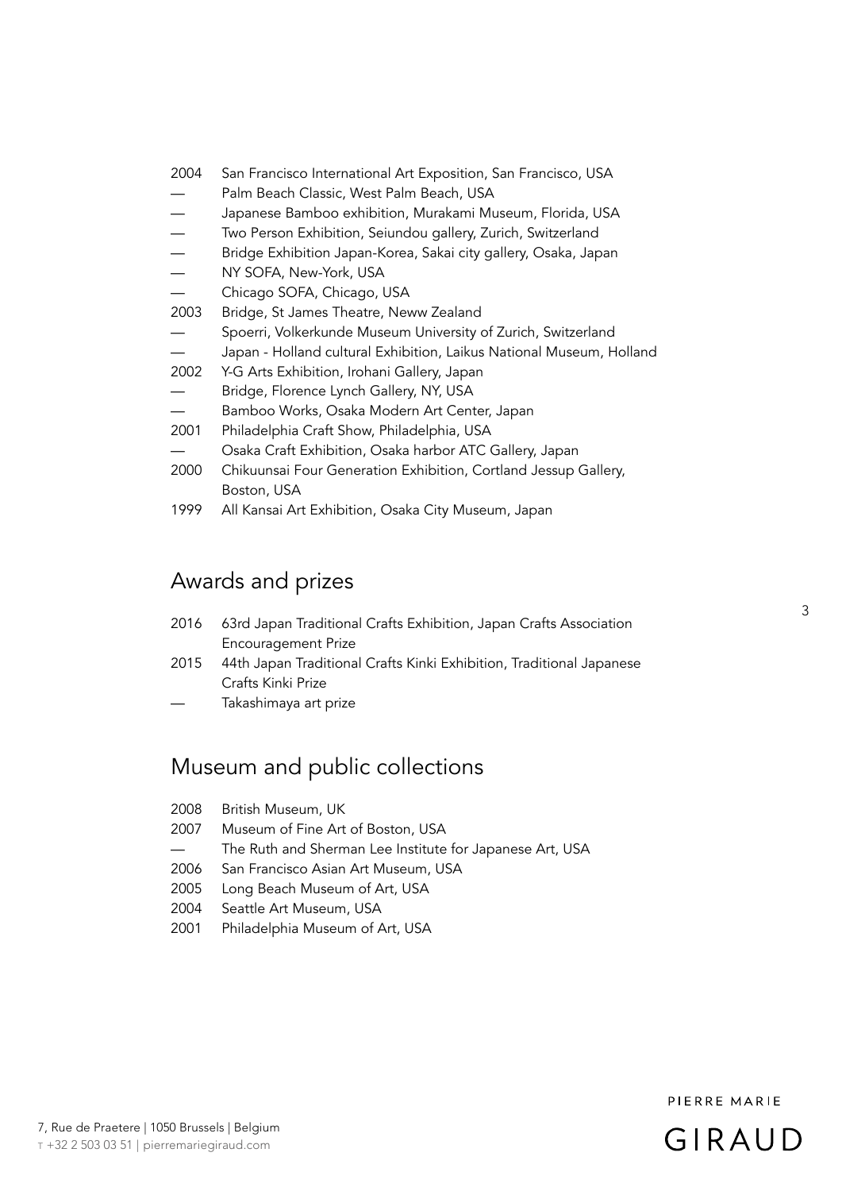2004 San Francisco International Art Exposition, San Francisco, USA
— Palm Beach Classic, West Palm Beach, USA
— Japanese Bamboo exhibition, Murakami Museum, Florida, USA
— Two Person Exhibition, Seiundou gallery, Zurich, Switzerland
— Bridge Exhibition Japan-Korea, Sakai city gallery, Osaka, Japan
— NY SOFA, New-York, USA
— Chicago SOFA, Chicago, USA
2003 Bridge, St James Theatre, Neww Zealand
— Spoerri, Volkerkunde Museum University of Zurich, Switzerland
— Japan - Holland cultural Exhibition, Laikus National Museum, Holland
2002 Y-G Arts Exhibition, Irohani Gallery, Japan
— Bridge, Florence Lynch Gallery, NY, USA
— Bamboo Works, Osaka Modern Art Center, Japan
2001 Philadelphia Craft Show, Philadelphia, USA
— Osaka Craft Exhibition, Osaka harbor ATC Gallery, Japan
2000 Chikuunsai Four Generation Exhibition, Cortland Jessup Gallery, Boston, USA
1999 All Kansai Art Exhibition, Osaka City Museum, Japan

## Awards and prizes

2016 63rd Japan Traditional Crafts Exhibition, Japan Crafts Association Encouragement Prize
2015 44th Japan Traditional Crafts Kinki Exhibition, Traditional Japanese Crafts Kinki Prize
— Takashimaya art prize

## Museum and public collections

2008 British Museum, UK
2007 Museum of Fine Art of Boston, USA
— The Ruth and Sherman Lee Institute for Japanese Art, USA
2006 San Francisco Asian Art Museum, USA
2005 Long Beach Museum of Art, USA
2004 Seattle Art Museum, USA
2001 Philadelphia Museum of Art, USA

7, Rue de Praetere | 1050 Brussels | Belgium
T +32 2 503 03 51 | pierremariegiraud.com

PIERRE MARIE GIRAUD